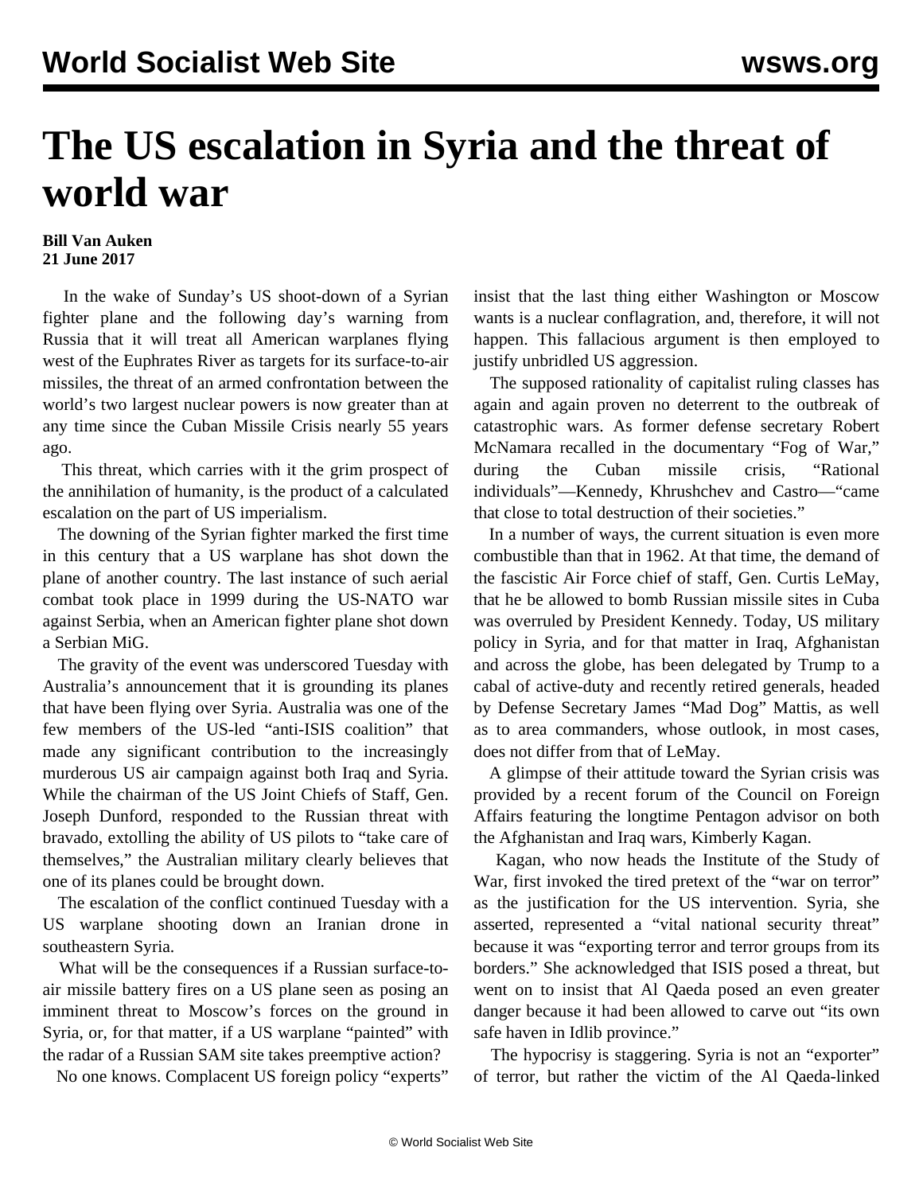# The US escalation in Syria and the threat of world war

**Bill Van Auken**
**21 June 2017**

In the wake of Sunday's US shoot-down of a Syrian fighter plane and the following day's warning from Russia that it will treat all American warplanes flying west of the Euphrates River as targets for its surface-to-air missiles, the threat of an armed confrontation between the world's two largest nuclear powers is now greater than at any time since the Cuban Missile Crisis nearly 55 years ago.

This threat, which carries with it the grim prospect of the annihilation of humanity, is the product of a calculated escalation on the part of US imperialism.

The downing of the Syrian fighter marked the first time in this century that a US warplane has shot down the plane of another country. The last instance of such aerial combat took place in 1999 during the US-NATO war against Serbia, when an American fighter plane shot down a Serbian MiG.

The gravity of the event was underscored Tuesday with Australia's announcement that it is grounding its planes that have been flying over Syria. Australia was one of the few members of the US-led "anti-ISIS coalition" that made any significant contribution to the increasingly murderous US air campaign against both Iraq and Syria. While the chairman of the US Joint Chiefs of Staff, Gen. Joseph Dunford, responded to the Russian threat with bravado, extolling the ability of US pilots to "take care of themselves," the Australian military clearly believes that one of its planes could be brought down.

The escalation of the conflict continued Tuesday with a US warplane shooting down an Iranian drone in southeastern Syria.

What will be the consequences if a Russian surface-to-air missile battery fires on a US plane seen as posing an imminent threat to Moscow's forces on the ground in Syria, or, for that matter, if a US warplane "painted" with the radar of a Russian SAM site takes preemptive action?

No one knows. Complacent US foreign policy "experts" insist that the last thing either Washington or Moscow wants is a nuclear conflagration, and, therefore, it will not happen. This fallacious argument is then employed to justify unbridled US aggression.

The supposed rationality of capitalist ruling classes has again and again proven no deterrent to the outbreak of catastrophic wars. As former defense secretary Robert McNamara recalled in the documentary "Fog of War," during the Cuban missile crisis, "Rational individuals"—Kennedy, Khrushchev and Castro—"came that close to total destruction of their societies."

In a number of ways, the current situation is even more combustible than that in 1962. At that time, the demand of the fascistic Air Force chief of staff, Gen. Curtis LeMay, that he be allowed to bomb Russian missile sites in Cuba was overruled by President Kennedy. Today, US military policy in Syria, and for that matter in Iraq, Afghanistan and across the globe, has been delegated by Trump to a cabal of active-duty and recently retired generals, headed by Defense Secretary James "Mad Dog" Mattis, as well as to area commanders, whose outlook, in most cases, does not differ from that of LeMay.

A glimpse of their attitude toward the Syrian crisis was provided by a recent forum of the Council on Foreign Affairs featuring the longtime Pentagon advisor on both the Afghanistan and Iraq wars, Kimberly Kagan.

Kagan, who now heads the Institute of the Study of War, first invoked the tired pretext of the "war on terror" as the justification for the US intervention. Syria, she asserted, represented a "vital national security threat" because it was "exporting terror and terror groups from its borders." She acknowledged that ISIS posed a threat, but went on to insist that Al Qaeda posed an even greater danger because it had been allowed to carve out "its own safe haven in Idlib province."

The hypocrisy is staggering. Syria is not an "exporter" of terror, but rather the victim of the Al Qaeda-linked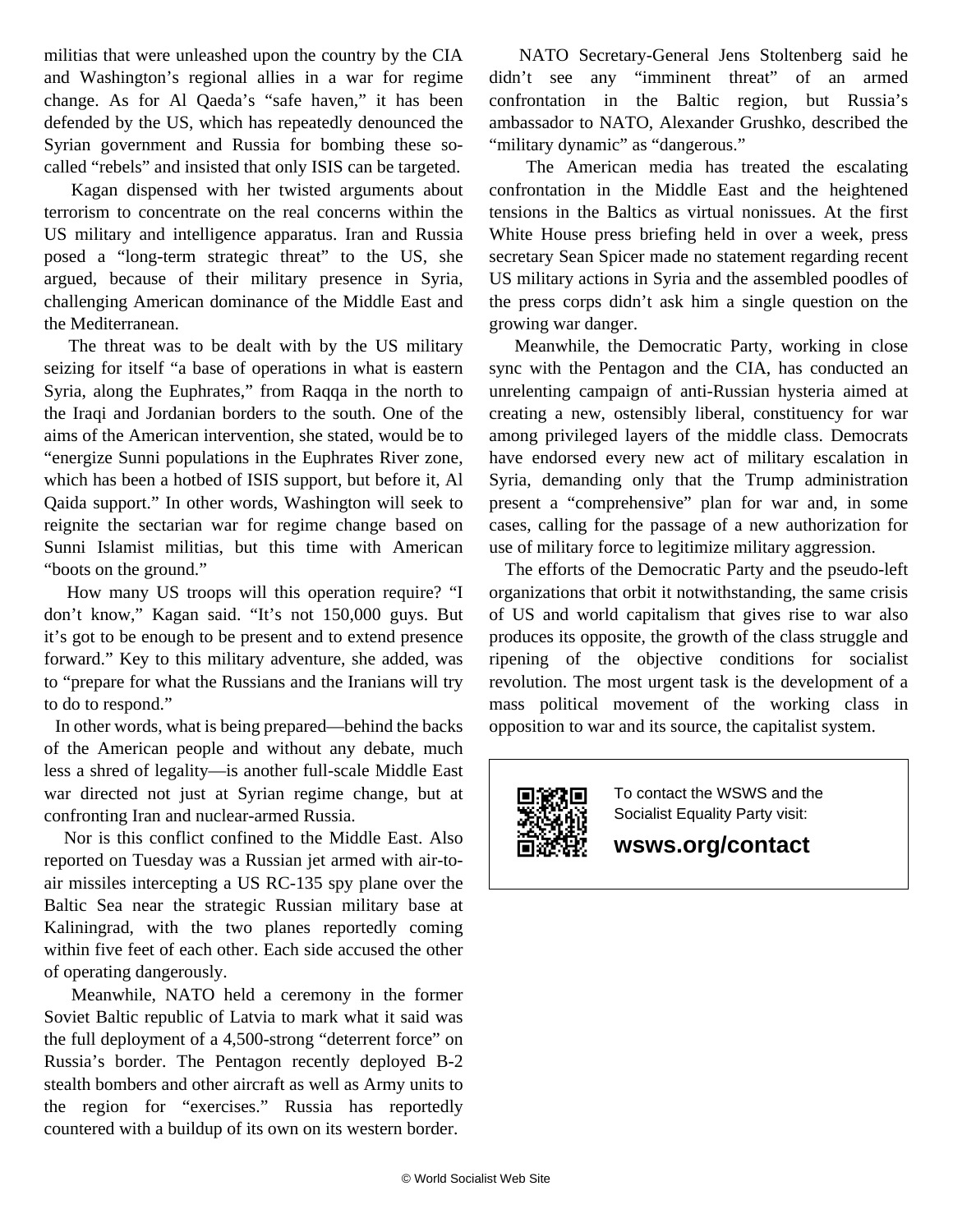militias that were unleashed upon the country by the CIA and Washington's regional allies in a war for regime change. As for Al Qaeda's "safe haven," it has been defended by the US, which has repeatedly denounced the Syrian government and Russia for bombing these so-called "rebels" and insisted that only ISIS can be targeted.

Kagan dispensed with her twisted arguments about terrorism to concentrate on the real concerns within the US military and intelligence apparatus. Iran and Russia posed a "long-term strategic threat" to the US, she argued, because of their military presence in Syria, challenging American dominance of the Middle East and the Mediterranean.

The threat was to be dealt with by the US military seizing for itself "a base of operations in what is eastern Syria, along the Euphrates," from Raqqa in the north to the Iraqi and Jordanian borders to the south. One of the aims of the American intervention, she stated, would be to "energize Sunni populations in the Euphrates River zone, which has been a hotbed of ISIS support, but before it, Al Qaida support." In other words, Washington will seek to reignite the sectarian war for regime change based on Sunni Islamist militias, but this time with American "boots on the ground."

How many US troops will this operation require? "I don't know," Kagan said. "It's not 150,000 guys. But it's got to be enough to be present and to extend presence forward." Key to this military adventure, she added, was to "prepare for what the Russians and the Iranians will try to do to respond."

In other words, what is being prepared—behind the backs of the American people and without any debate, much less a shred of legality—is another full-scale Middle East war directed not just at Syrian regime change, but at confronting Iran and nuclear-armed Russia.

Nor is this conflict confined to the Middle East. Also reported on Tuesday was a Russian jet armed with air-to-air missiles intercepting a US RC-135 spy plane over the Baltic Sea near the strategic Russian military base at Kaliningrad, with the two planes reportedly coming within five feet of each other. Each side accused the other of operating dangerously.

Meanwhile, NATO held a ceremony in the former Soviet Baltic republic of Latvia to mark what it said was the full deployment of a 4,500-strong "deterrent force" on Russia's border. The Pentagon recently deployed B-2 stealth bombers and other aircraft as well as Army units to the region for "exercises." Russia has reportedly countered with a buildup of its own on its western border.

NATO Secretary-General Jens Stoltenberg said he didn't see any "imminent threat" of an armed confrontation in the Baltic region, but Russia's ambassador to NATO, Alexander Grushko, described the "military dynamic" as "dangerous."

The American media has treated the escalating confrontation in the Middle East and the heightened tensions in the Baltics as virtual nonissues. At the first White House press briefing held in over a week, press secretary Sean Spicer made no statement regarding recent US military actions in Syria and the assembled poodles of the press corps didn't ask him a single question on the growing war danger.

Meanwhile, the Democratic Party, working in close sync with the Pentagon and the CIA, has conducted an unrelenting campaign of anti-Russian hysteria aimed at creating a new, ostensibly liberal, constituency for war among privileged layers of the middle class. Democrats have endorsed every new act of military escalation in Syria, demanding only that the Trump administration present a "comprehensive" plan for war and, in some cases, calling for the passage of a new authorization for use of military force to legitimize military aggression.

The efforts of the Democratic Party and the pseudo-left organizations that orbit it notwithstanding, the same crisis of US and world capitalism that gives rise to war also produces its opposite, the growth of the class struggle and ripening of the objective conditions for socialist revolution. The most urgent task is the development of a mass political movement of the working class in opposition to war and its source, the capitalist system.

To contact the WSWS and the Socialist Equality Party visit:

**wsws.org/contact**